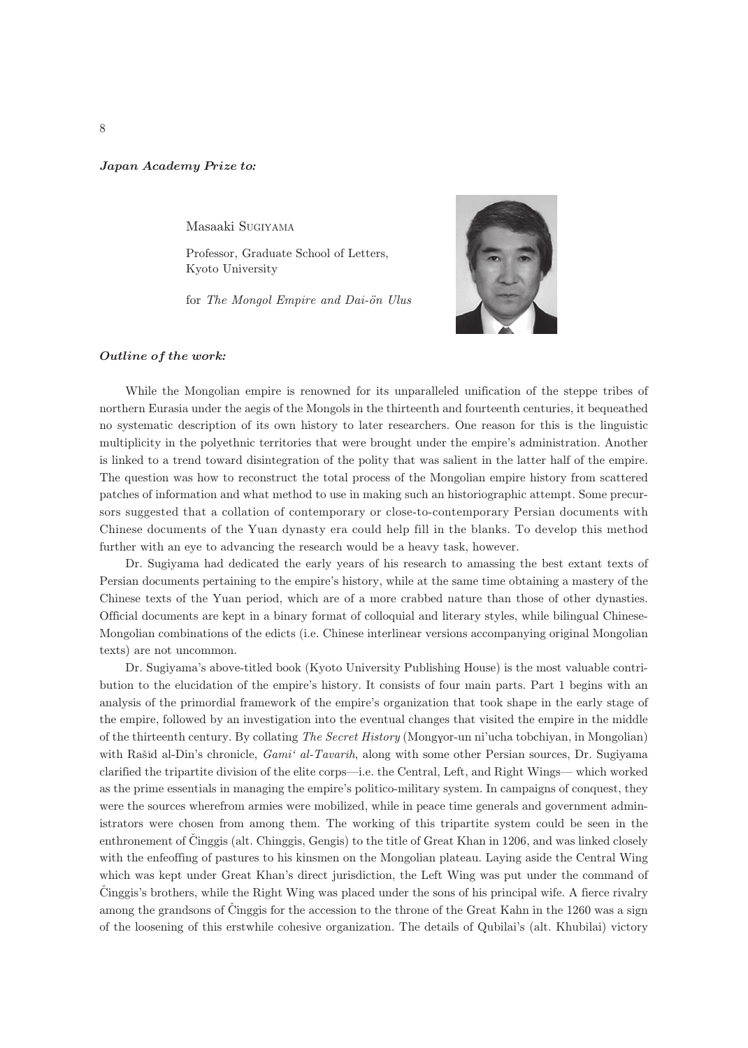***Japan Academy Prize to:***

Masaaki Sugiyama

Professor, Graduate School of Letters, Kyoto University

for *The Mongol Empire and Dai-ön Ulus*

***Outline of the work:***

While the Mongolian empire is renowned for its unparalleled unification of the steppe tribes of northern Eurasia under the aegis of the Mongols in the thirteenth and fourteenth centuries, it bequeathed no systematic description of its own history to later researchers. One reason for this is the linguistic multiplicity in the polyethnic territories that were brought under the empire's administration. Another is linked to a trend toward disintegration of the polity that was salient in the latter half of the empire. The question was how to reconstruct the total process of the Mongolian empire history from scattered patches of information and what method to use in making such an historiographic attempt. Some precursors suggested that a collation of contemporary or close-to-contemporary Persian documents with Chinese documents of the Yuan dynasty era could help fill in the blanks. To develop this method further with an eye to advancing the research would be a heavy task, however.

Dr. Sugiyama had dedicated the early years of his research to amassing the best extant texts of Persian documents pertaining to the empire's history, while at the same time obtaining a mastery of the Chinese texts of the Yuan period, which are of a more crabbed nature than those of other dynasties. Official documents are kept in a binary format of colloquial and literary styles, while bilingual Chinese-Mongolian combinations of the edicts (i.e. Chinese interlinear versions accompanying original Mongolian texts) are not uncommon.

Dr. Sugiyama's above-titled book (Kyoto University Publishing House) is the most valuable contribution to the elucidation of the empire's history. It consists of four main parts. Part 1 begins with an analysis of the primordial framework of the empire's organization that took shape in the early stage of the empire, followed by an investigation into the eventual changes that visited the empire in the middle of the thirteenth century. By collating *The Secret History* (Mongγor-un ni'ucha tobchiyan, in Mongolian) with Rašīd al-Din's chronicle, *Gami' al-Tavarih*, along with some other Persian sources, Dr. Sugiyama clarified the tripartite division of the elite corps—i.e. the Central, Left, and Right Wings— which worked as the prime essentials in managing the empire's politico-military system. In campaigns of conquest, they were the sources wherefrom armies were mobilized, while in peace time generals and government administrators were chosen from among them. The working of this tripartite system could be seen in the enthronement of Činggis (alt. Chinggis, Gengis) to the title of Great Khan in 1206, and was linked closely with the enfeoffing of pastures to his kinsmen on the Mongolian plateau. Laying aside the Central Wing which was kept under Great Khan's direct jurisdiction, the Left Wing was put under the command of Činggis's brothers, while the Right Wing was placed under the sons of his principal wife. A fierce rivalry among the grandsons of Činggis for the accession to the throne of the Great Kahn in the 1260 was a sign of the loosening of this erstwhile cohesive organization. The details of Qubilai's (alt. Khubilai) victory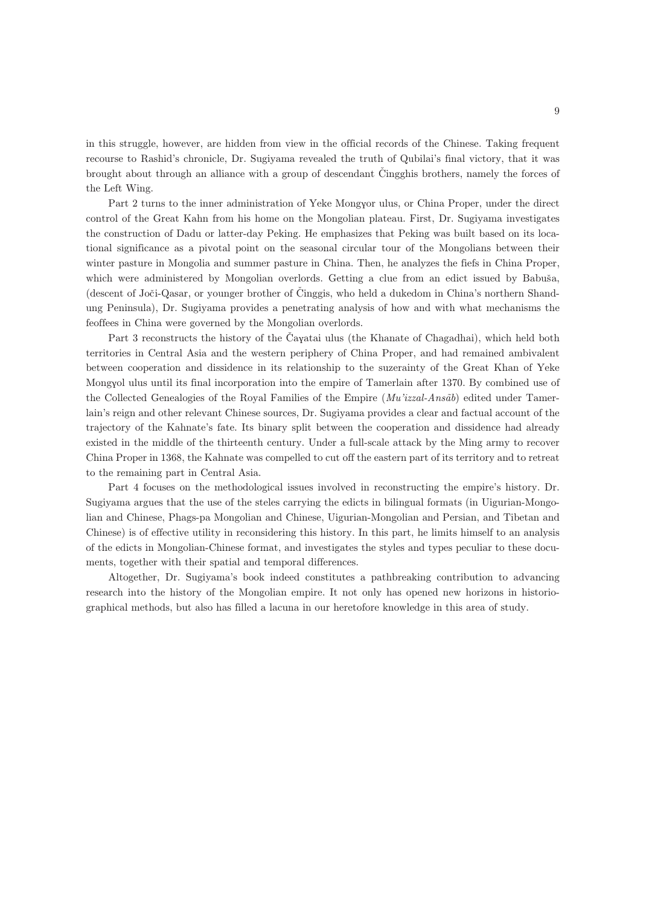in this struggle, however, are hidden from view in the official records of the Chinese. Taking frequent recourse to Rashid's chronicle, Dr. Sugiyama revealed the truth of Qubilai's final victory, that it was brought about through an alliance with a group of descendant Čingghis brothers, namely the forces of the Left Wing.

Part 2 turns to the inner administration of Yeke Mongɣor ulus, or China Proper, under the direct control of the Great Kahn from his home on the Mongolian plateau. First, Dr. Sugiyama investigates the construction of Dadu or latter-day Peking. He emphasizes that Peking was built based on its locational significance as a pivotal point on the seasonal circular tour of the Mongolians between their winter pasture in Mongolia and summer pasture in China. Then, he analyzes the fiefs in China Proper, which were administered by Mongolian overlords. Getting a clue from an edict issued by Babuša, (descent of Joči-Qasar, or younger brother of Činggis, who held a dukedom in China's northern Shandung Peninsula), Dr. Sugiyama provides a penetrating analysis of how and with what mechanisms the feoffees in China were governed by the Mongolian overlords.

Part 3 reconstructs the history of the Čaɣatai ulus (the Khanate of Chagadhai), which held both territories in Central Asia and the western periphery of China Proper, and had remained ambivalent between cooperation and dissidence in its relationship to the suzerainty of the Great Khan of Yeke Mongɣol ulus until its final incorporation into the empire of Tamerlain after 1370. By combined use of the Collected Genealogies of the Royal Families of the Empire (*Mu'izzal-Ansāb*) edited under Tamerlain's reign and other relevant Chinese sources, Dr. Sugiyama provides a clear and factual account of the trajectory of the Kahnate's fate. Its binary split between the cooperation and dissidence had already existed in the middle of the thirteenth century. Under a full-scale attack by the Ming army to recover China Proper in 1368, the Kahnate was compelled to cut off the eastern part of its territory and to retreat to the remaining part in Central Asia.

Part 4 focuses on the methodological issues involved in reconstructing the empire's history. Dr. Sugiyama argues that the use of the steles carrying the edicts in bilingual formats (in Uigurian-Mongolian and Chinese, Phags-pa Mongolian and Chinese, Uigurian-Mongolian and Persian, and Tibetan and Chinese) is of effective utility in reconsidering this history. In this part, he limits himself to an analysis of the edicts in Mongolian-Chinese format, and investigates the styles and types peculiar to these documents, together with their spatial and temporal differences.

Altogether, Dr. Sugiyama's book indeed constitutes a pathbreaking contribution to advancing research into the history of the Mongolian empire. It not only has opened new horizons in historiographical methods, but also has filled a lacuna in our heretofore knowledge in this area of study.